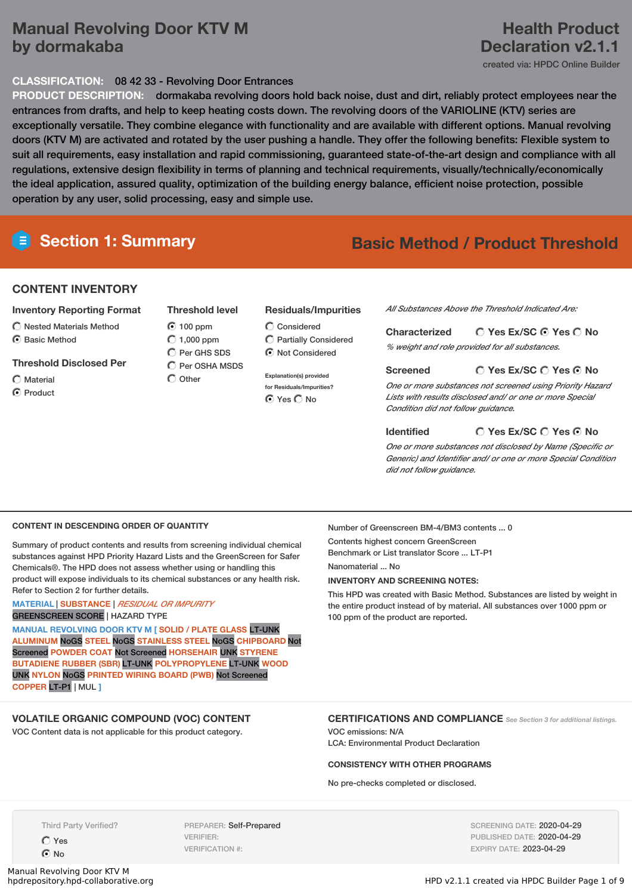# Manual Revolving Door KTV M by dormakaba

# Health Product Declaration v2.1.1

created via: HPDC Online Builder

**CLASSIFICATION:** 08 42 33 - Revolving Door Entrances

**PRODUCT DESCRIPTION:** dormakaba revolving doors hold back noise, dust and dirt, reliably protect employees near the entrances from drafts, and help to keep heating costs down. The revolving doors of the VARIOLINE (KTV) series are exceptionally versatile. They combine elegance with functionality and are available with different options. Manual revolving doors (KTV M) are activated and rotated by the user pushing a handle. They offer the following benefits: Flexible system to suit all requirements, easy installation and rapid commissioning, guaranteed state-of-the-art design and compliance with all regulations, extensive design flexibility in terms of planning and technical requirements, visually/technically/economically the ideal application, assured quality, optimization of the building energy balance, efficient noise protection, possible operation by any user, solid processing, easy and simple use.

## Section 1: Summary

**Basic Method / Product Threshold**

### CONTENT INVENTORY

**Inventory Reporting Format**

- ○ Nested Materials Method
- ◉ Basic Method

**Threshold Disclosed Per**

- ○ Material
- ◉ Product

**Threshold level**

- ◉ 100 ppm
- ○ 1,000 ppm
- ○ Per GHS SDS
- ○ Per OSHA MSDS
- ○ Other

**Residuals/Impurities**

- ○ Considered
- ○ Partially Considered
- ◉ Not Considered

Explanation(s) provided for Residuals/Impurities?
◉ Yes ○ No

*All Substances Above the Threshold Indicated Are:*

**Characterized** ○ Yes Ex/SC ◉ Yes ○ No
*% weight and role provided for all substances.*

**Screened** ○ Yes Ex/SC ○ Yes ◉ No
*One or more substances not screened using Priority Hazard Lists with results disclosed and/ or one or more Special Condition did not follow guidance.*

**Identified** ○ Yes Ex/SC ○ Yes ◉ No
*One or more substances not disclosed by Name (Specific or Generic) and Identifier and/ or one or more Special Condition did not follow guidance.*

### CONTENT IN DESCENDING ORDER OF QUANTITY

Summary of product contents and results from screening individual chemical substances against HPD Priority Hazard Lists and the GreenScreen for Safer Chemicals®. The HPD does not assess whether using or handling this product will expose individuals to its chemical substances or any health risk. Refer to Section 2 for further details.

MATERIAL | SUBSTANCE | *RESIDUAL OR IMPURITY*
GREENSCREEN SCORE | HAZARD TYPE

MANUAL REVOLVING DOOR KTV M [ SOLID / PLATE GLASS LT-UNK ALUMINUM NoGS STEEL NoGS STAINLESS STEEL NoGS CHIPBOARD Not Screened POWDER COAT Not Screened HORSEHAIR UNK STYRENE BUTADIENE RUBBER (SBR) LT-UNK POLYPROPYLENE LT-UNK WOOD UNK NYLON NoGS PRINTED WIRING BOARD (PWB) Not Screened COPPER LT-P1 | MUL ]

Number of Greenscreen BM-4/BM3 contents ... 0

Contents highest concern GreenScreen Benchmark or List translator Score ... LT-P1

Nanomaterial ... No

**INVENTORY AND SCREENING NOTES:**

This HPD was created with Basic Method. Substances are listed by weight in the entire product instead of by material. All substances over 1000 ppm or 100 ppm of the product are reported.

### VOLATILE ORGANIC COMPOUND (VOC) CONTENT

VOC Content data is not applicable for this product category.

### CERTIFICATIONS AND COMPLIANCE

*See Section 3 for additional listings.*

VOC emissions: N/A

LCA: Environmental Product Declaration

**CONSISTENCY WITH OTHER PROGRAMS**

No pre-checks completed or disclosed.

Third Party Verified?
○ Yes
◉ No

PREPARER: Self-Prepared
VERIFIER:
VERIFICATION #:

SCREENING DATE: 2020-04-29
PUBLISHED DATE: 2020-04-29
EXPIRY DATE: 2023-04-29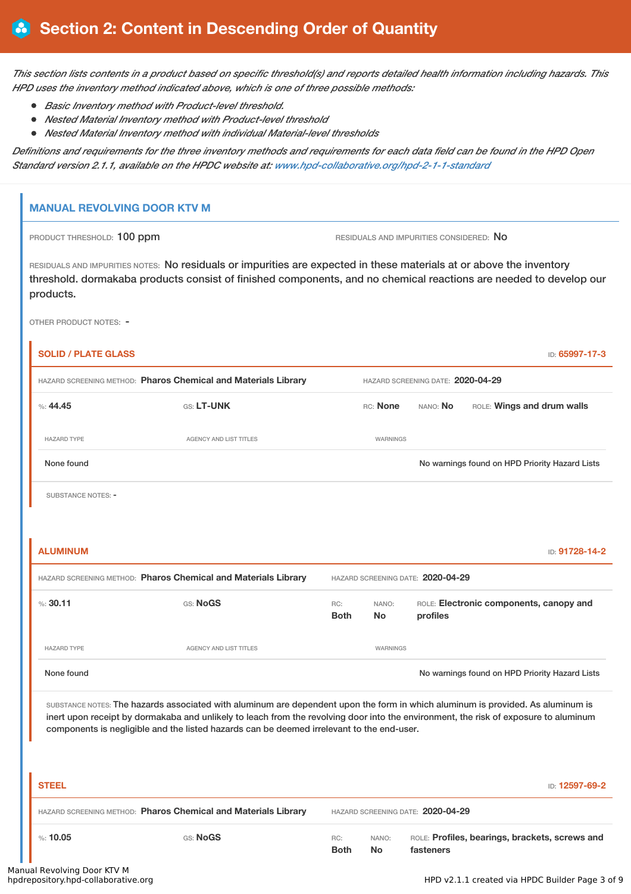# Section 2: Content in Descending Order of Quantity

*This section lists contents in a product based on specific threshold(s) and reports detailed health information including hazards. This HPD uses the inventory method indicated above, which is one of three possible methods:*

- *Basic Inventory method with Product-level threshold.*
- *Nested Material Inventory method with Product-level threshold*
- *Nested Material Inventory method with individual Material-level thresholds*

*Definitions and requirements for the three inventory methods and requirements for each data field can be found in the HPD Open Standard version 2.1.1, available on the HPDC website at: www.hpd-collaborative.org/hpd-2-1-1-standard*

## MANUAL REVOLVING DOOR KTV M

PRODUCT THRESHOLD: 100 ppm

RESIDUALS AND IMPURITIES CONSIDERED: No

RESIDUALS AND IMPURITIES NOTES: No residuals or impurities are expected in these materials at or above the inventory threshold. dormakaba products consist of finished components, and no chemical reactions are needed to develop our products.

OTHER PRODUCT NOTES: -

### SOLID / PLATE GLASS

ID: 65997-17-3

HAZARD SCREENING METHOD: **Pharos Chemical and Materials Library** HAZARD SCREENING DATE: **2020-04-29**

%: **44.45** GS: **LT-UNK** RC: **None** NANO: **No** ROLE: **Wings and drum walls**

| HAZARD TYPE | AGENCY AND LIST TITLES | WARNINGS |
|---|---|---|
| None found | | No warnings found on HPD Priority Hazard Lists |

SUBSTANCE NOTES: -

### ALUMINUM

ID: 91728-14-2

HAZARD SCREENING METHOD: **Pharos Chemical and Materials Library** HAZARD SCREENING DATE: **2020-04-29**

%: **30.11** GS: **NoGS** RC: **Both** NANO: **No** ROLE: **Electronic components, canopy and profiles**

| HAZARD TYPE | AGENCY AND LIST TITLES | WARNINGS |
|---|---|---|
| None found | | No warnings found on HPD Priority Hazard Lists |

SUBSTANCE NOTES: The hazards associated with aluminum are dependent upon the form in which aluminum is provided. As aluminum is inert upon receipt by dormakaba and unlikely to leach from the revolving door into the environment, the risk of exposure to aluminum components is negligible and the listed hazards can be deemed irrelevant to the end-user.

### STEEL

ID: 12597-69-2

HAZARD SCREENING METHOD: **Pharos Chemical and Materials Library** HAZARD SCREENING DATE: **2020-04-29**

%: **10.05** GS: **NoGS** RC: **Both** NANO: **No** ROLE: **Profiles, bearings, brackets, screws and fasteners**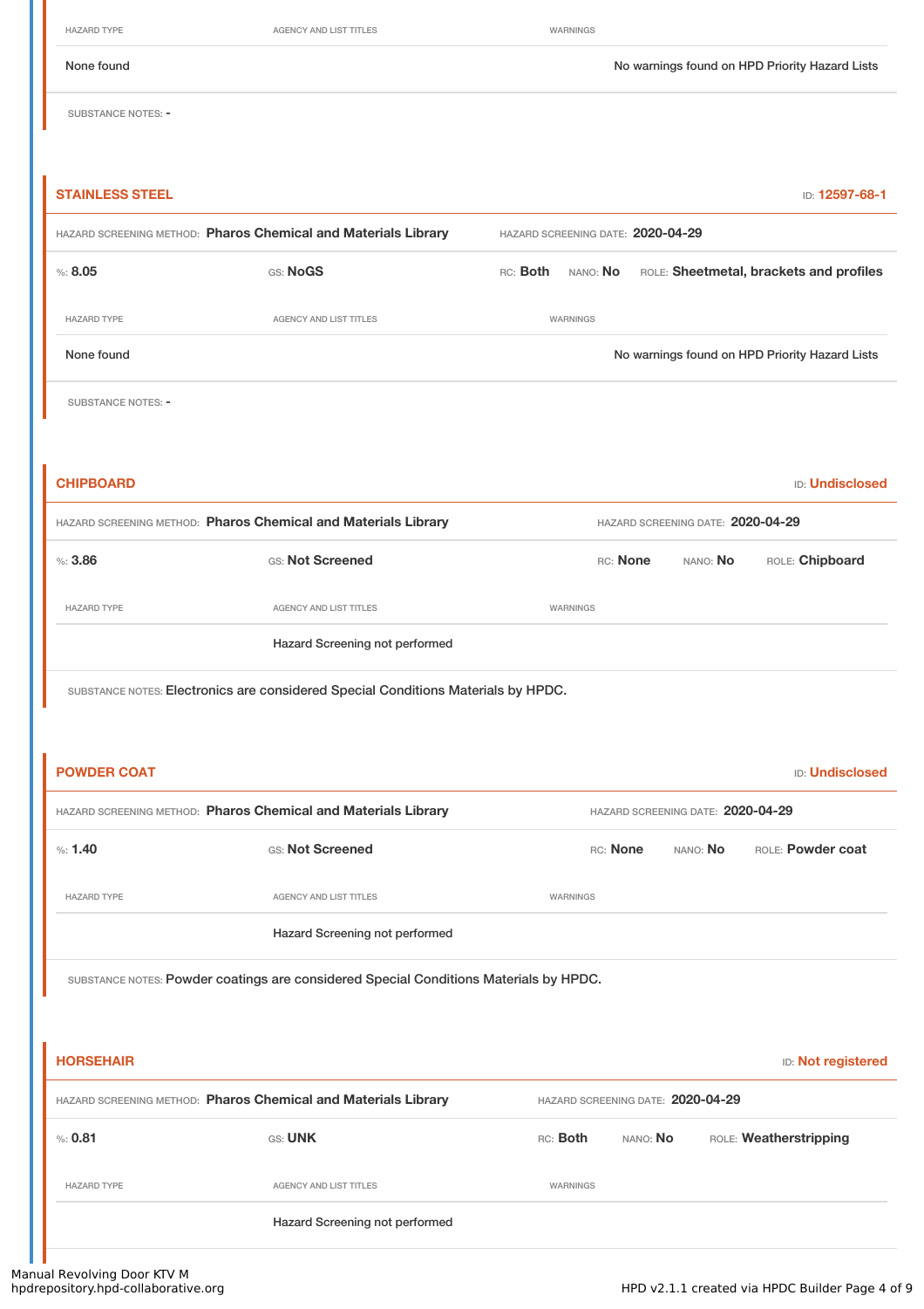| HAZARD TYPE | AGENCY AND LIST TITLES | WARNINGS |
| --- | --- | --- |
| None found | | No warnings found on HPD Priority Hazard Lists |

SUBSTANCE NOTES: -

## STAINLESS STEEL

ID: 12597-68-1

HAZARD SCREENING METHOD: **Pharos Chemical and Materials Library** HAZARD SCREENING DATE: **2020-04-29**

%: **8.05** GS: **NoGS** RC: **Both** NANO: **No** ROLE: **Sheetmetal, brackets and profiles**

| HAZARD TYPE | AGENCY AND LIST TITLES | WARNINGS |
| --- | --- | --- |
| None found | | No warnings found on HPD Priority Hazard Lists |

SUBSTANCE NOTES: -

## CHIPBOARD

ID: Undisclosed

HAZARD SCREENING METHOD: **Pharos Chemical and Materials Library** HAZARD SCREENING DATE: **2020-04-29**

%: **3.86** GS: **Not Screened** RC: **None** NANO: **No** ROLE: **Chipboard**

| HAZARD TYPE | AGENCY AND LIST TITLES | WARNINGS |
| --- | --- | --- |
| | Hazard Screening not performed | |

SUBSTANCE NOTES: Electronics are considered Special Conditions Materials by HPDC.

## POWDER COAT

ID: Undisclosed

HAZARD SCREENING METHOD: **Pharos Chemical and Materials Library** HAZARD SCREENING DATE: **2020-04-29**

%: **1.40** GS: **Not Screened** RC: **None** NANO: **No** ROLE: **Powder coat**

| HAZARD TYPE | AGENCY AND LIST TITLES | WARNINGS |
| --- | --- | --- |
| | Hazard Screening not performed | |

SUBSTANCE NOTES: Powder coatings are considered Special Conditions Materials by HPDC.

## HORSEHAIR

ID: Not registered

HAZARD SCREENING METHOD: **Pharos Chemical and Materials Library** HAZARD SCREENING DATE: **2020-04-29**

%: **0.81** GS: **UNK** RC: **Both** NANO: **No** ROLE: **Weatherstripping**

| HAZARD TYPE | AGENCY AND LIST TITLES | WARNINGS |
| --- | --- | --- |
| | Hazard Screening not performed | |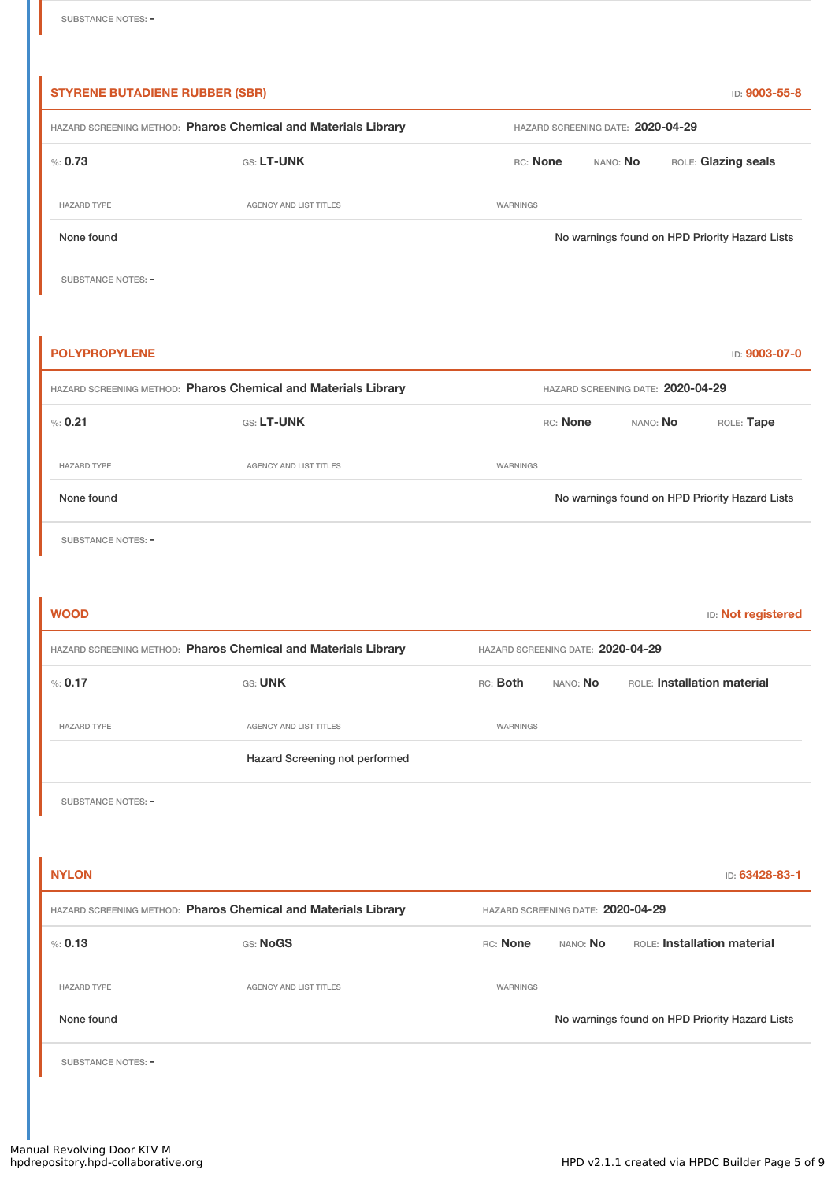SUBSTANCE NOTES: -

**STYRENE BUTADIENE RUBBER (SBR)** ID: **9003-55-8**

HAZARD SCREENING METHOD: **Pharos Chemical and Materials Library** HAZARD SCREENING DATE: **2020-04-29**

%: **0.73** GS: **LT-UNK** RC: **None** NANO: **No** ROLE: **Glazing seals**

| HAZARD TYPE | AGENCY AND LIST TITLES | WARNINGS |
|---|---|---|
| None found | | No warnings found on HPD Priority Hazard Lists |

SUBSTANCE NOTES: -

**POLYPROPYLENE** ID: **9003-07-0**

HAZARD SCREENING METHOD: **Pharos Chemical and Materials Library** HAZARD SCREENING DATE: **2020-04-29**

%: **0.21** GS: **LT-UNK** RC: **None** NANO: **No** ROLE: **Tape**

| HAZARD TYPE | AGENCY AND LIST TITLES | WARNINGS |
|---|---|---|
| None found | | No warnings found on HPD Priority Hazard Lists |

SUBSTANCE NOTES: -

**WOOD** ID: **Not registered**

HAZARD SCREENING METHOD: **Pharos Chemical and Materials Library** HAZARD SCREENING DATE: **2020-04-29**

%: **0.17** GS: **UNK** RC: **Both** NANO: **No** ROLE: **Installation material**

| HAZARD TYPE | AGENCY AND LIST TITLES | WARNINGS |
|---|---|---|
| | Hazard Screening not performed | |

SUBSTANCE NOTES: -

**NYLON** ID: **63428-83-1**

HAZARD SCREENING METHOD: **Pharos Chemical and Materials Library** HAZARD SCREENING DATE: **2020-04-29**

%: **0.13** GS: **NoGS** RC: **None** NANO: **No** ROLE: **Installation material**

| HAZARD TYPE | AGENCY AND LIST TITLES | WARNINGS |
|---|---|---|
| None found | | No warnings found on HPD Priority Hazard Lists |

SUBSTANCE NOTES: -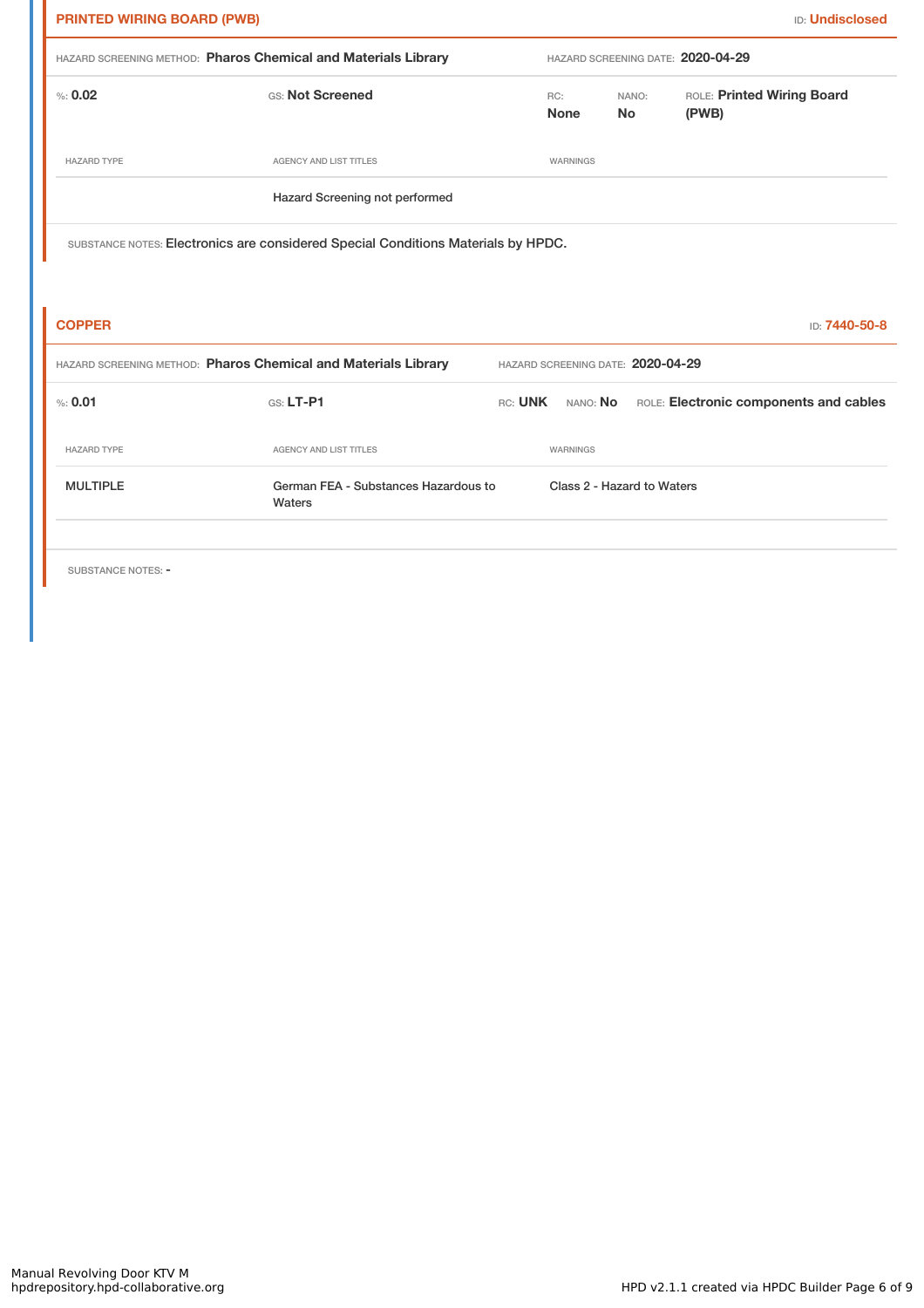## PRINTED WIRING BOARD (PWB)

ID: Undisclosed

HAZARD SCREENING METHOD: **Pharos Chemical and Materials Library** HAZARD SCREENING DATE: **2020-04-29**

%: **0.02** GS: **Not Screened** RC: **None** NANO: **No** ROLE: **Printed Wiring Board (PWB)**

| HAZARD TYPE | AGENCY AND LIST TITLES | WARNINGS |
|---|---|---|
| | Hazard Screening not performed | |

SUBSTANCE NOTES: Electronics are considered Special Conditions Materials by HPDC.

## COPPER

ID: 7440-50-8

HAZARD SCREENING METHOD: **Pharos Chemical and Materials Library** HAZARD SCREENING DATE: **2020-04-29**

%: **0.01** GS: **LT-P1** RC: **UNK** NANO: **No** ROLE: **Electronic components and cables**

| HAZARD TYPE | AGENCY AND LIST TITLES | WARNINGS |
|---|---|---|
| MULTIPLE | German FEA - Substances Hazardous to Waters | Class 2 - Hazard to Waters |

SUBSTANCE NOTES: -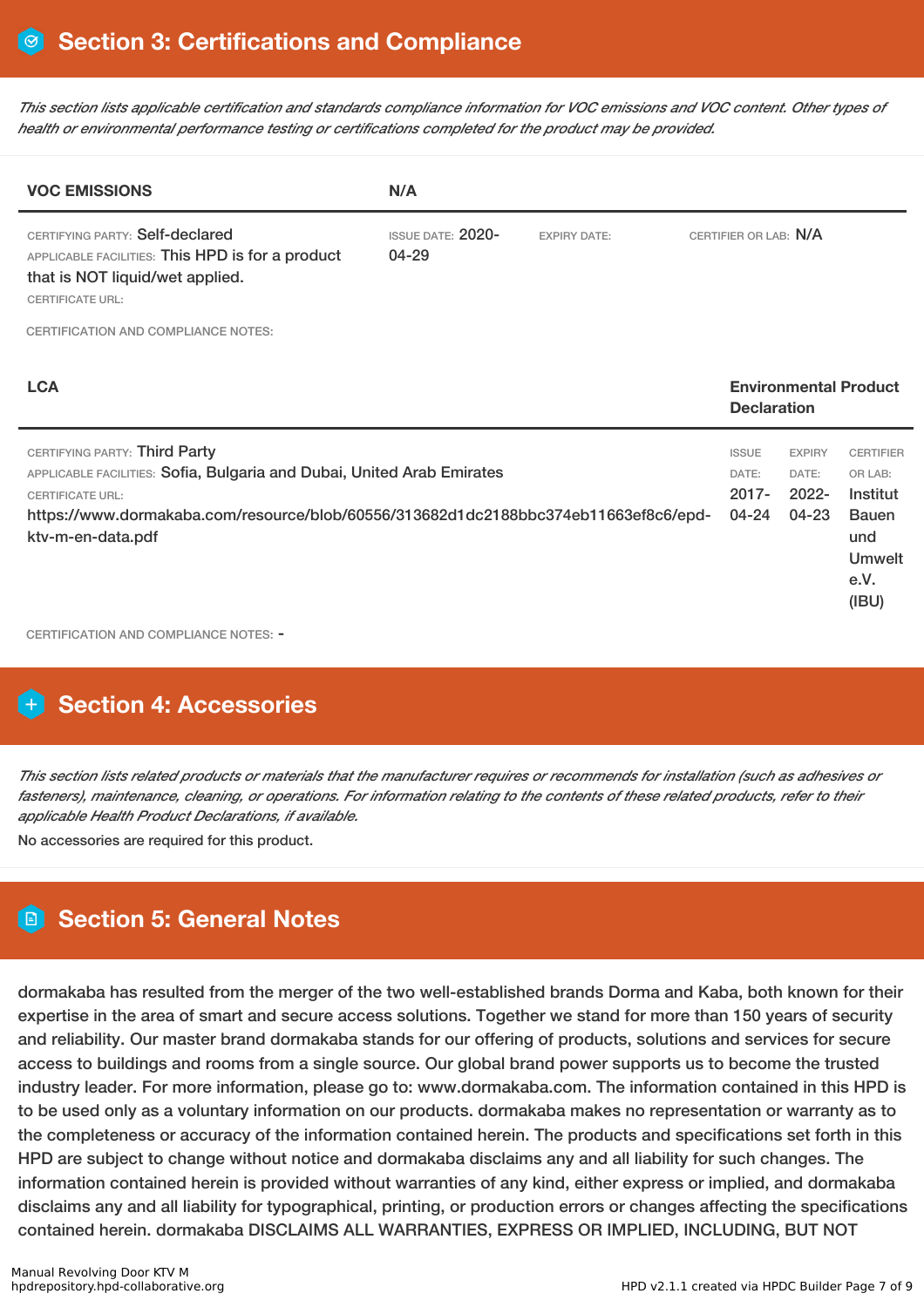## Section 3: Certifications and Compliance

*This section lists applicable certification and standards compliance information for VOC emissions and VOC content. Other types of health or environmental performance testing or certifications completed for the product may be provided.*

| **VOC EMISSIONS** | **N/A** | | |
|---|---|---|---|
| CERTIFYING PARTY: Self-declared<br>APPLICABLE FACILITIES: This HPD is for a product that is NOT liquid/wet applied.<br>CERTIFICATE URL: | ISSUE DATE: 2020-04-29 | EXPIRY DATE: | CERTIFIER OR LAB: N/A |

CERTIFICATION AND COMPLIANCE NOTES:

| **LCA** | **Environmental Product Declaration** | | |
|---|---|---|---|
| CERTIFYING PARTY: Third Party<br>APPLICABLE FACILITIES: Sofia, Bulgaria and Dubai, United Arab Emirates<br>CERTIFICATE URL:<br>https://www.dormakaba.com/resource/blob/60556/313682d1dc2188bbc374eb11663ef8c6/epd-ktv-m-en-data.pdf | ISSUE DATE: 2017-04-24 | EXPIRY DATE: 2022-04-23 | CERTIFIER OR LAB: Institut Bauen und Umwelt e.V. (IBU) |

CERTIFICATION AND COMPLIANCE NOTES: -

## Section 4: Accessories

*This section lists related products or materials that the manufacturer requires or recommends for installation (such as adhesives or fasteners), maintenance, cleaning, or operations. For information relating to the contents of these related products, refer to their applicable Health Product Declarations, if available.*

No accessories are required for this product.

## Section 5: General Notes

dormakaba has resulted from the merger of the two well-established brands Dorma and Kaba, both known for their expertise in the area of smart and secure access solutions. Together we stand for more than 150 years of security and reliability. Our master brand dormakaba stands for our offering of products, solutions and services for secure access to buildings and rooms from a single source. Our global brand power supports us to become the trusted industry leader. For more information, please go to: www.dormakaba.com. The information contained in this HPD is to be used only as a voluntary information on our products. dormakaba makes no representation or warranty as to the completeness or accuracy of the information contained herein. The products and specifications set forth in this HPD are subject to change without notice and dormakaba disclaims any and all liability for such changes. The information contained herein is provided without warranties of any kind, either express or implied, and dormakaba disclaims any and all liability for typographical, printing, or production errors or changes affecting the specifications contained herein. dormakaba DISCLAIMS ALL WARRANTIES, EXPRESS OR IMPLIED, INCLUDING, BUT NOT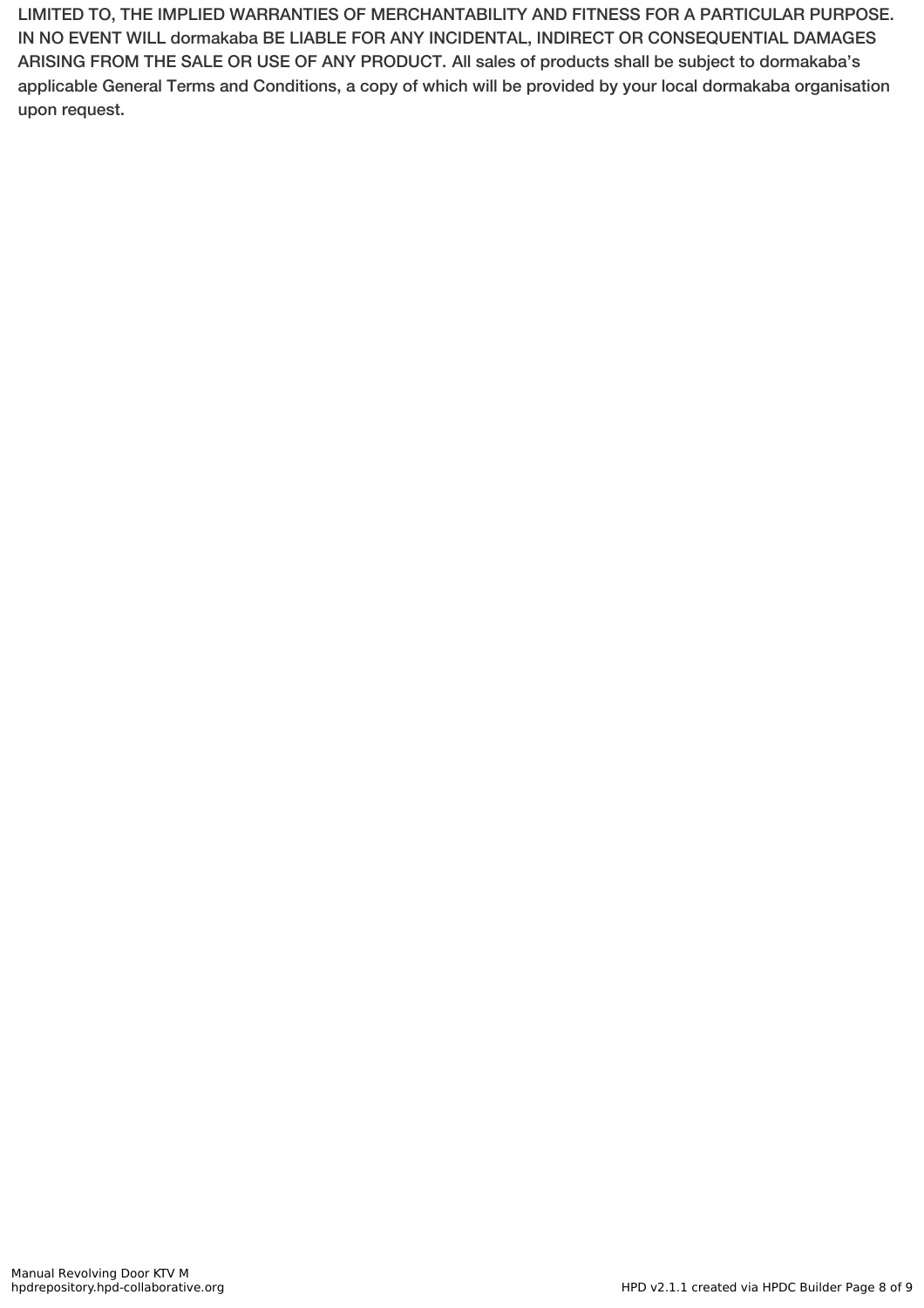LIMITED TO, THE IMPLIED WARRANTIES OF MERCHANTABILITY AND FITNESS FOR A PARTICULAR PURPOSE. IN NO EVENT WILL dormakaba BE LIABLE FOR ANY INCIDENTAL, INDIRECT OR CONSEQUENTIAL DAMAGES ARISING FROM THE SALE OR USE OF ANY PRODUCT. All sales of products shall be subject to dormakaba's applicable General Terms and Conditions, a copy of which will be provided by your local dormakaba organisation upon request.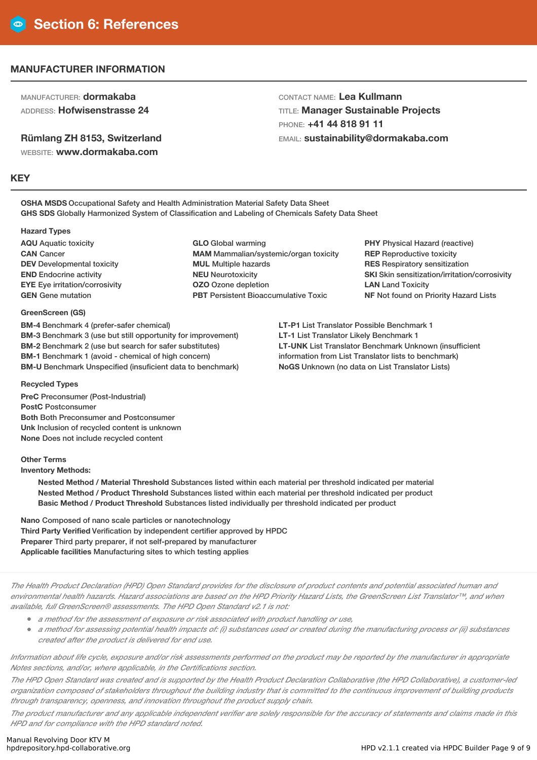# Section 6: References

## MANUFACTURER INFORMATION

MANUFACTURER: **dormakaba**
ADDRESS: **Hofwisenstrasse 24**

**Rümlang ZH 8153, Switzerland**
WEBSITE: **www.dormakaba.com**

CONTACT NAME: **Lea Kullmann**
TITLE: **Manager Sustainable Projects**
PHONE: **+41 44 818 91 11**
EMAIL: **sustainability@dormakaba.com**

## KEY

**OSHA MSDS** Occupational Safety and Health Administration Material Safety Data Sheet
**GHS SDS** Globally Harmonized System of Classification and Labeling of Chemicals Safety Data Sheet

**Hazard Types**

**AQU** Aquatic toxicity
**CAN** Cancer
**DEV** Developmental toxicity
**END** Endocrine activity
**EYE** Eye irritation/corrosivity
**GEN** Gene mutation
**GLO** Global warming
**MAM** Mammalian/systemic/organ toxicity
**MUL** Multiple hazards
**NEU** Neurotoxicity
**OZO** Ozone depletion
**PBT** Persistent Bioaccumulative Toxic
**PHY** Physical Hazard (reactive)
**REP** Reproductive toxicity
**RES** Respiratory sensitization
**SKI** Skin sensitization/irritation/corrosivity
**LAN** Land Toxicity
**NF** Not found on Priority Hazard Lists

**GreenScreen (GS)**

**BM-4** Benchmark 4 (prefer-safer chemical)
**BM-3** Benchmark 3 (use but still opportunity for improvement)
**BM-2** Benchmark 2 (use but search for safer substitutes)
**BM-1** Benchmark 1 (avoid - chemical of high concern)
**BM-U** Benchmark Unspecified (insuficient data to benchmark)
**LT-P1** List Translator Possible Benchmark 1
**LT-1** List Translator Likely Benchmark 1
**LT-UNK** List Translator Benchmark Unknown (insufficient information from List Translator lists to benchmark)
**NoGS** Unknown (no data on List Translator Lists)

**Recycled Types**

**PreC** Preconsumer (Post-Industrial)
**PostC** Postconsumer
**Both** Both Preconsumer and Postconsumer
**Unk** Inclusion of recycled content is unknown
**None** Does not include recycled content

**Other Terms**
**Inventory Methods:**

- **Nested Method / Material Threshold** Substances listed within each material per threshold indicated per material
- **Nested Method / Product Threshold** Substances listed within each material per threshold indicated per product
- **Basic Method / Product Threshold** Substances listed individually per threshold indicated per product

**Nano** Composed of nano scale particles or nanotechnology
**Third Party Verified** Verification by independent certifier approved by HPDC
**Preparer** Third party preparer, if not self-prepared by manufacturer
**Applicable facilities** Manufacturing sites to which testing applies

*The Health Product Declaration (HPD) Open Standard provides for the disclosure of product contents and potential associated human and environmental health hazards. Hazard associations are based on the HPD Priority Hazard Lists, the GreenScreen List Translator™, and when available, full GreenScreen® assessments. The HPD Open Standard v2.1 is not:*

- *a method for the assessment of exposure or risk associated with product handling or use,*
- *a method for assessing potential health impacts of: (i) substances used or created during the manufacturing process or (ii) substances created after the product is delivered for end use.*

*Information about life cycle, exposure and/or risk assessments performed on the product may be reported by the manufacturer in appropriate Notes sections, and/or, where applicable, in the Certifications section.*

*The HPD Open Standard was created and is supported by the Health Product Declaration Collaborative (the HPD Collaborative), a customer-led organization composed of stakeholders throughout the building industry that is committed to the continuous improvement of building products through transparency, openness, and innovation throughout the product supply chain.*

*The product manufacturer and any applicable independent verifier are solely responsible for the accuracy of statements and claims made in this HPD and for compliance with the HPD standard noted.*